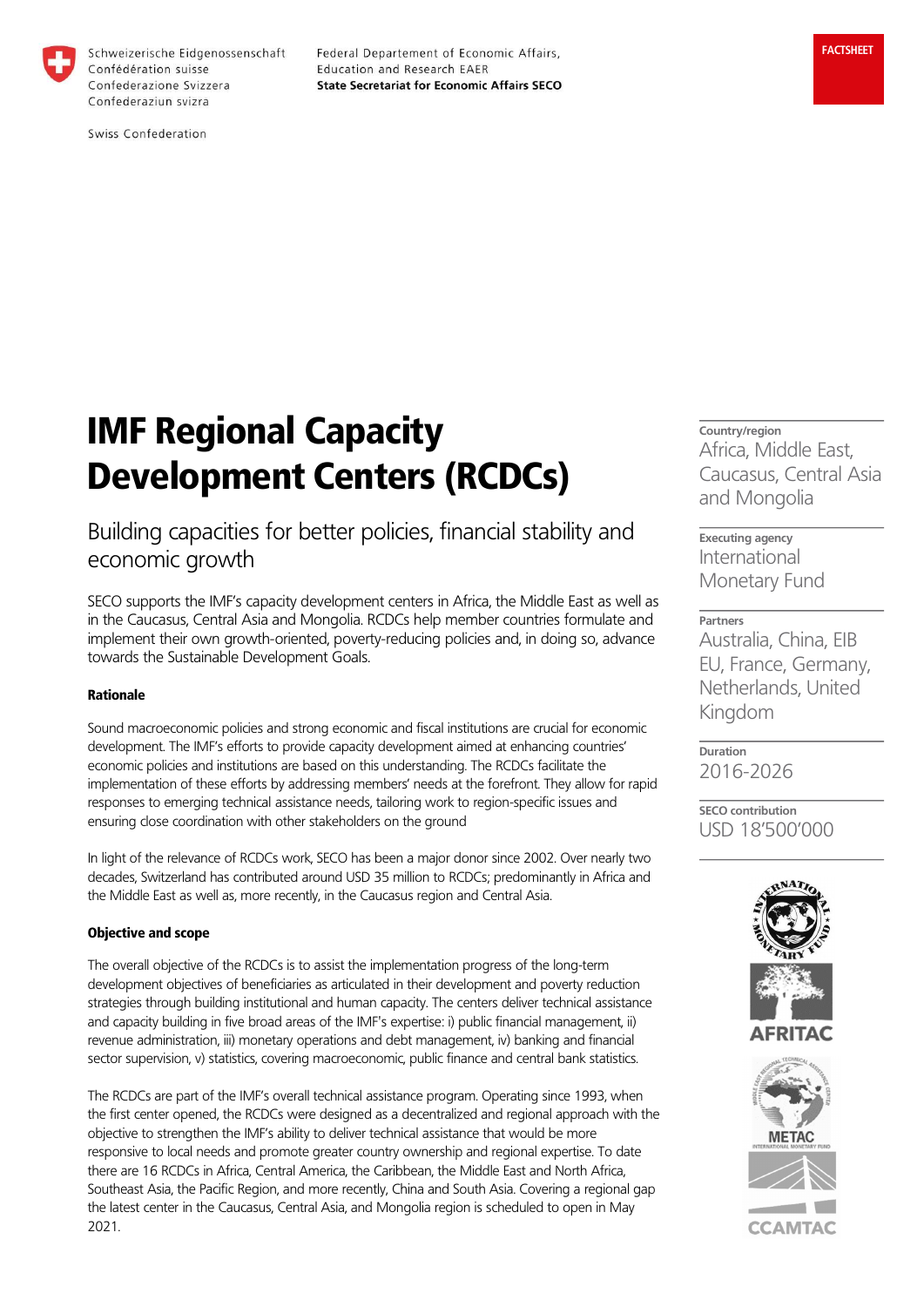Schweizerische Eidgenossenschaft
Confédération suisse
Confederazione Svizzera
Confederaziun svizra

Swiss Confederation

Federal Departement of Economic Affairs, Education and Research EAER
**State Secretariat for Economic Affairs SECO**

FACTSHEET

# IMF Regional Capacity Development Centers (RCDCs)

## Building capacities for better policies, financial stability and economic growth

SECO supports the IMF's capacity development centers in Africa, the Middle East as well as in the Caucasus, Central Asia and Mongolia. RCDCs help member countries formulate and implement their own growth-oriented, poverty-reducing policies and, in doing so, advance towards the Sustainable Development Goals.

**Rationale**

Sound macroeconomic policies and strong economic and fiscal institutions are crucial for economic development. The IMF's efforts to provide capacity development aimed at enhancing countries' economic policies and institutions are based on this understanding. The RCDCs facilitate the implementation of these efforts by addressing members' needs at the forefront. They allow for rapid responses to emerging technical assistance needs, tailoring work to region-specific issues and ensuring close coordination with other stakeholders on the ground

In light of the relevance of RCDCs work, SECO has been a major donor since 2002. Over nearly two decades, Switzerland has contributed around USD 35 million to RCDCs; predominantly in Africa and the Middle East as well as, more recently, in the Caucasus region and Central Asia.

**Objective and scope**

The overall objective of the RCDCs is to assist the implementation progress of the long-term development objectives of beneficiaries as articulated in their development and poverty reduction strategies through building institutional and human capacity. The centers deliver technical assistance and capacity building in five broad areas of the IMF's expertise: i) public financial management, ii) revenue administration, iii) monetary operations and debt management, iv) banking and financial sector supervision, v) statistics, covering macroeconomic, public finance and central bank statistics.

The RCDCs are part of the IMF's overall technical assistance program. Operating since 1993, when the first center opened, the RCDCs were designed as a decentralized and regional approach with the objective to strengthen the IMF's ability to deliver technical assistance that would be more responsive to local needs and promote greater country ownership and regional expertise. To date there are 16 RCDCs in Africa, Central America, the Caribbean, the Middle East and North Africa, Southeast Asia, the Pacific Region, and more recently, China and South Asia. Covering a regional gap the latest center in the Caucasus, Central Asia, and Mongolia region is scheduled to open in May 2021.

**Country/region**
Africa, Middle East, Caucasus, Central Asia and Mongolia

**Executing agency**
International Monetary Fund

**Partners**
Australia, China, EIB EU, France, Germany, Netherlands, United Kingdom

**Duration**
2016-2026

**SECO contribution**
USD 18'500'000

AFRITAC

METAC

CCAMTAC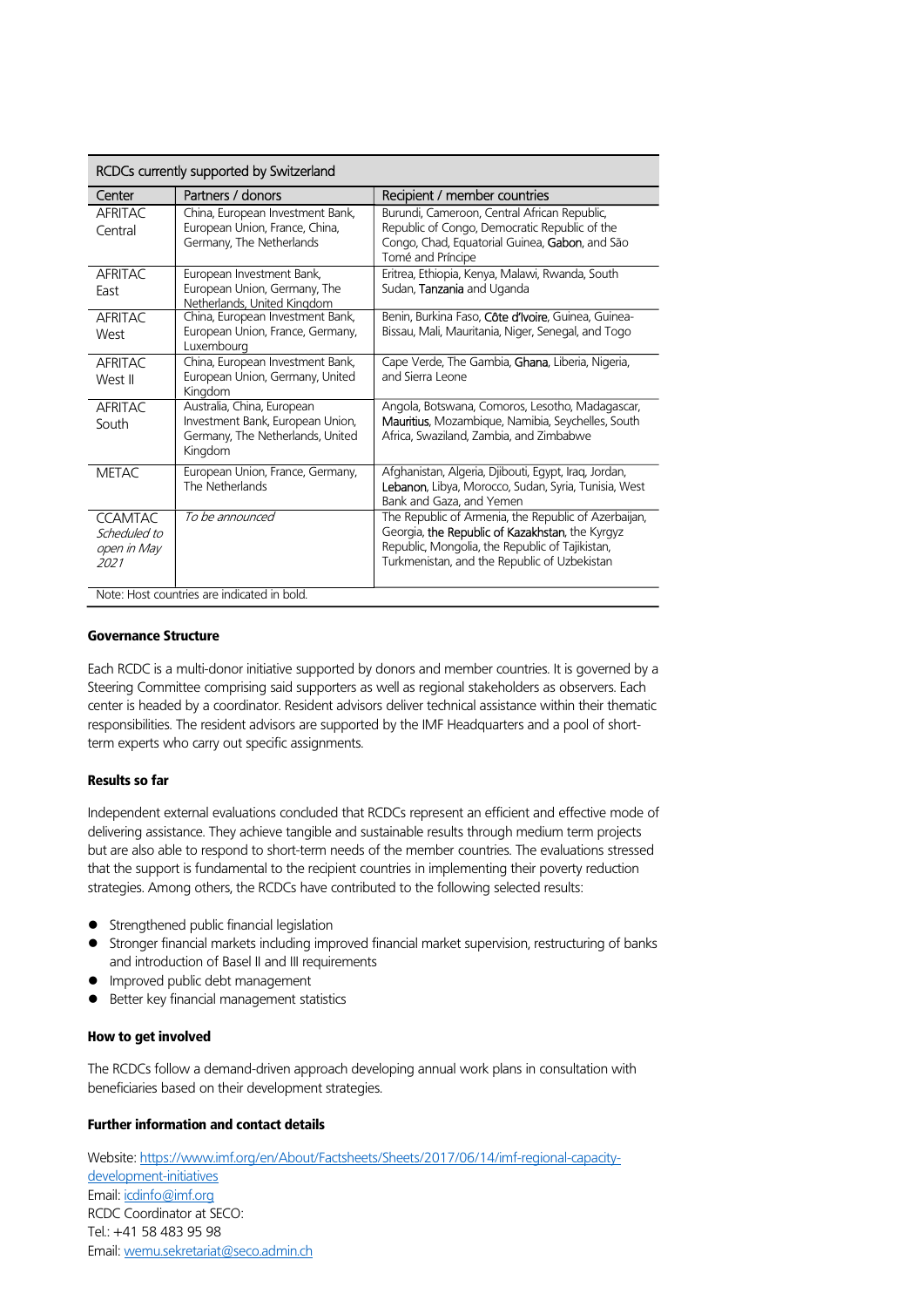| RCDCs currently supported by Switzerland | | |
|---|---|---|
| Center | Partners / donors | Recipient / member countries |
| AFRITAC Central | China, European Investment Bank, European Union, France, China, Germany, The Netherlands | Burundi, Cameroon, Central African Republic, Republic of Congo, Democratic Republic of the Congo, Chad, Equatorial Guinea, **Gabon**, and São Tomé and Príncipe |
| AFRITAC East | European Investment Bank, European Union, Germany, The Netherlands, United Kingdom | Eritrea, Ethiopia, Kenya, Malawi, Rwanda, South Sudan, **Tanzania** and Uganda |
| AFRITAC West | China, European Investment Bank, European Union, France, Germany, Luxembourg | Benin, Burkina Faso, **Côte d'Ivoire**, Guinea, Guinea-Bissau, Mali, Mauritania, Niger, Senegal, and Togo |
| AFRITAC West II | China, European Investment Bank, European Union, Germany, United Kingdom | Cape Verde, The Gambia, **Ghana**, Liberia, Nigeria, and Sierra Leone |
| AFRITAC South | Australia, China, European Investment Bank, European Union, Germany, The Netherlands, United Kingdom | Angola, Botswana, Comoros, Lesotho, Madagascar, **Mauritius**, Mozambique, Namibia, Seychelles, South Africa, Swaziland, Zambia, and Zimbabwe |
| METAC | European Union, France, Germany, The Netherlands | Afghanistan, Algeria, Djibouti, Egypt, Iraq, Jordan, **Lebanon**, Libya, Morocco, Sudan, Syria, Tunisia, West Bank and Gaza, and Yemen |
| CCAMTAC *Scheduled to open in May 2021* | *To be announced* | The Republic of Armenia, the Republic of Azerbaijan, Georgia, **the Republic of Kazakhstan**, the Kyrgyz Republic, Mongolia, the Republic of Tajikistan, Turkmenistan, and the Republic of Uzbekistan |

Note: Host countries are indicated in bold.

**Governance Structure**

Each RCDC is a multi-donor initiative supported by donors and member countries. It is governed by a Steering Committee comprising said supporters as well as regional stakeholders as observers. Each center is headed by a coordinator. Resident advisors deliver technical assistance within their thematic responsibilities. The resident advisors are supported by the IMF Headquarters and a pool of short-term experts who carry out specific assignments.

**Results so far**

Independent external evaluations concluded that RCDCs represent an efficient and effective mode of delivering assistance. They achieve tangible and sustainable results through medium term projects but are also able to respond to short-term needs of the member countries. The evaluations stressed that the support is fundamental to the recipient countries in implementing their poverty reduction strategies. Among others, the RCDCs have contributed to the following selected results:

- Strengthened public financial legislation
- Stronger financial markets including improved financial market supervision, restructuring of banks and introduction of Basel II and III requirements
- Improved public debt management
- Better key financial management statistics

**How to get involved**

The RCDCs follow a demand-driven approach developing annual work plans in consultation with beneficiaries based on their development strategies.

**Further information and contact details**

Website: https://www.imf.org/en/About/Factsheets/Sheets/2017/06/14/imf-regional-capacity-development-initiatives
Email: icdinfo@imf.org
RCDC Coordinator at SECO:
Tel.: +41 58 483 95 98
Email: wemu.sekretariat@seco.admin.ch